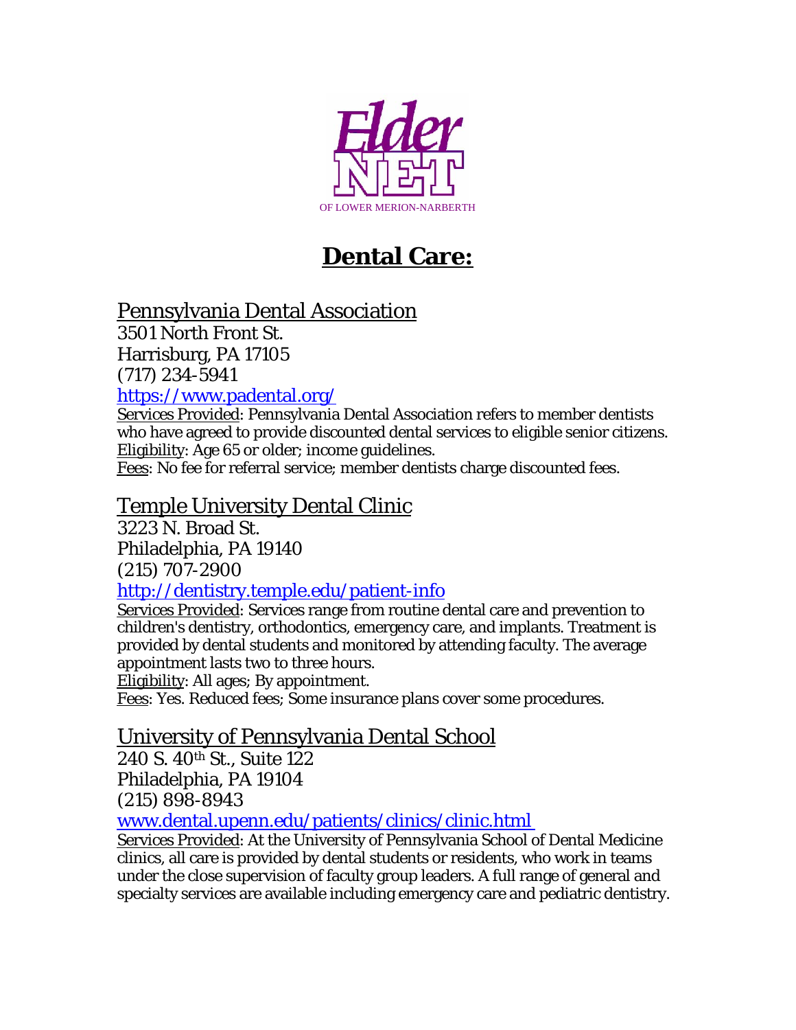Elder NET

OF LOWER MERION-NARBERTH

# Dental Care:

## Pennsylvania Dental Association

3501 North Front St.
Harrisburg, PA 17105
(717) 234-5941
https://www.padental.org/

Services Provided: Pennsylvania Dental Association refers to member dentists who have agreed to provide discounted dental services to eligible senior citizens.
Eligibility: Age 65 or older; income guidelines.
Fees: No fee for referral service; member dentists charge discounted fees.

## Temple University Dental Clinic

3223 N. Broad St.
Philadelphia, PA 19140
(215) 707-2900
http://dentistry.temple.edu/patient-info

Services Provided: Services range from routine dental care and prevention to children's dentistry, orthodontics, emergency care, and implants. Treatment is provided by dental students and monitored by attending faculty. The average appointment lasts two to three hours.
Eligibility: All ages; By appointment.
Fees: Yes. Reduced fees; Some insurance plans cover some procedures.

## University of Pennsylvania Dental School

240 S. 40th St., Suite 122
Philadelphia, PA 19104
(215) 898-8943
www.dental.upenn.edu/patients/clinics/clinic.html

Services Provided: At the University of Pennsylvania School of Dental Medicine clinics, all care is provided by dental students or residents, who work in teams under the close supervision of faculty group leaders. A full range of general and specialty services are available including emergency care and pediatric dentistry.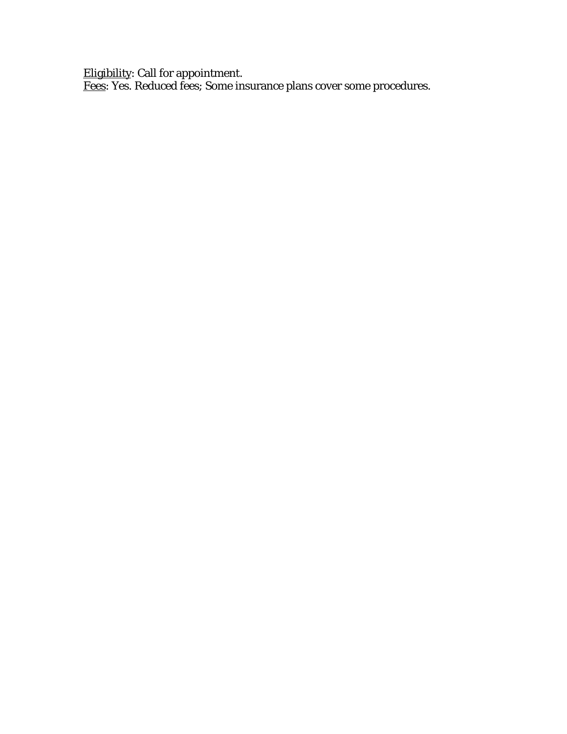Eligibility: Call for appointment.
Fees: Yes. Reduced fees; Some insurance plans cover some procedures.